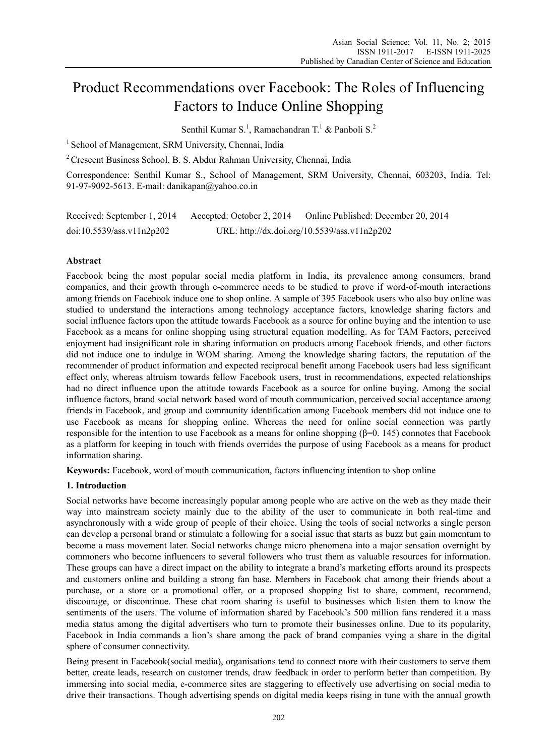# Product Recommendations over Facebook: The Roles of Influencing Factors to Induce Online Shopping

Senthil Kumar S.[1], Ramachandran T.[1] & Panboli S.[2]

[1] School of Management, SRM University, Chennai, India

[2] Crescent Business School, B. S. Abdur Rahman University, Chennai, India

Correspondence: Senthil Kumar S., School of Management, SRM University, Chennai, 603203, India. Tel: 91-97-9092-5613. E-mail: danikapan@yahoo.co.in

Received: September 1, 2014 Accepted: October 2, 2014 Online Published: December 20, 2014

doi:10.5539/ass.v11n2p202 URL: http://dx.doi.org/10.5539/ass.v11n2p202

## Abstract

Facebook being the most popular social media platform in India, its prevalence among consumers, brand companies, and their growth through e-commerce needs to be studied to prove if word-of-mouth interactions among friends on Facebook induce one to shop online. A sample of 395 Facebook users who also buy online was studied to understand the interactions among technology acceptance factors, knowledge sharing factors and social influence factors upon the attitude towards Facebook as a source for online buying and the intention to use Facebook as a means for online shopping using structural equation modelling. As for TAM Factors, perceived enjoyment had insignificant role in sharing information on products among Facebook friends, and other factors did not induce one to indulge in WOM sharing. Among the knowledge sharing factors, the reputation of the recommender of product information and expected reciprocal benefit among Facebook users had less significant effect only, whereas altruism towards fellow Facebook users, trust in recommendations, expected relationships had no direct influence upon the attitude towards Facebook as a source for online buying. Among the social influence factors, brand social network based word of mouth communication, perceived social acceptance among friends in Facebook, and group and community identification among Facebook members did not induce one to use Facebook as means for shopping online. Whereas the need for online social connection was partly responsible for the intention to use Facebook as a means for online shopping ($\beta$=0. 145) connotes that Facebook as a platform for keeping in touch with friends overrides the purpose of using Facebook as a means for product information sharing.

**Keywords:** Facebook, word of mouth communication, factors influencing intention to shop online

## 1. Introduction

Social networks have become increasingly popular among people who are active on the web as they made their way into mainstream society mainly due to the ability of the user to communicate in both real-time and asynchronously with a wide group of people of their choice. Using the tools of social networks a single person can develop a personal brand or stimulate a following for a social issue that starts as buzz but gain momentum to become a mass movement later. Social networks change micro phenomena into a major sensation overnight by commoners who become influencers to several followers who trust them as valuable resources for information. These groups can have a direct impact on the ability to integrate a brand's marketing efforts around its prospects and customers online and building a strong fan base. Members in Facebook chat among their friends about a purchase, or a store or a promotional offer, or a proposed shopping list to share, comment, recommend, discourage, or discontinue. These chat room sharing is useful to businesses which listen them to know the sentiments of the users. The volume of information shared by Facebook's 500 million fans rendered it a mass media status among the digital advertisers who turn to promote their businesses online. Due to its popularity, Facebook in India commands a lion's share among the pack of brand companies vying a share in the digital sphere of consumer connectivity.

Being present in Facebook(social media), organisations tend to connect more with their customers to serve them better, create leads, research on customer trends, draw feedback in order to perform better than competition. By immersing into social media, e-commerce sites are staggering to effectively use advertising on social media to drive their transactions. Though advertising spends on digital media keeps rising in tune with the annual growth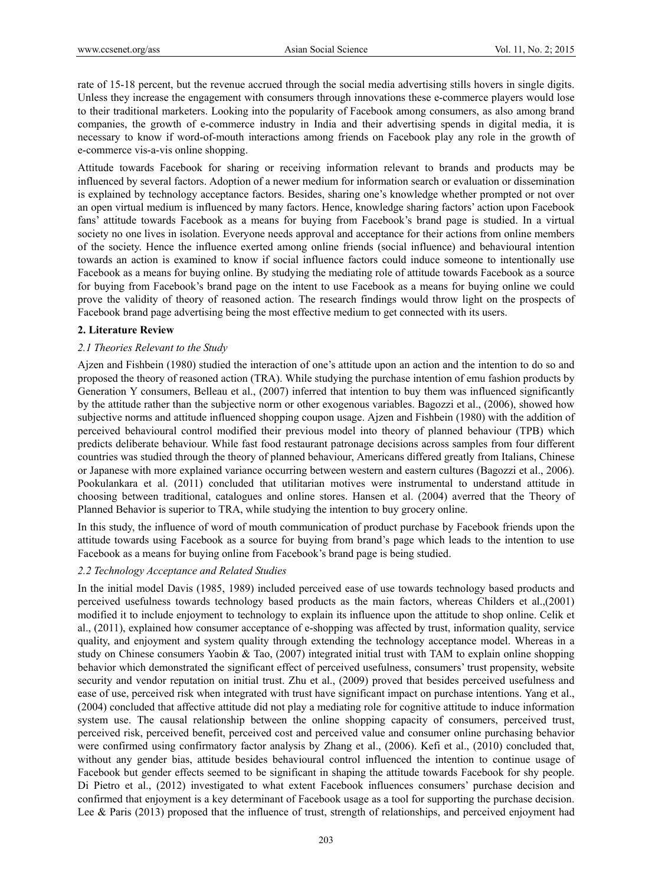rate of 15-18 percent, but the revenue accrued through the social media advertising stills hovers in single digits. Unless they increase the engagement with consumers through innovations these e-commerce players would lose to their traditional marketers. Looking into the popularity of Facebook among consumers, as also among brand companies, the growth of e-commerce industry in India and their advertising spends in digital media, it is necessary to know if word-of-mouth interactions among friends on Facebook play any role in the growth of e-commerce vis-a-vis online shopping.

Attitude towards Facebook for sharing or receiving information relevant to brands and products may be influenced by several factors. Adoption of a newer medium for information search or evaluation or dissemination is explained by technology acceptance factors. Besides, sharing one's knowledge whether prompted or not over an open virtual medium is influenced by many factors. Hence, knowledge sharing factors' action upon Facebook fans' attitude towards Facebook as a means for buying from Facebook's brand page is studied. In a virtual society no one lives in isolation. Everyone needs approval and acceptance for their actions from online members of the society. Hence the influence exerted among online friends (social influence) and behavioural intention towards an action is examined to know if social influence factors could induce someone to intentionally use Facebook as a means for buying online. By studying the mediating role of attitude towards Facebook as a source for buying from Facebook's brand page on the intent to use Facebook as a means for buying online we could prove the validity of theory of reasoned action. The research findings would throw light on the prospects of Facebook brand page advertising being the most effective medium to get connected with its users.

## 2. Literature Review

### *2.1 Theories Relevant to the Study*

Ajzen and Fishbein (1980) studied the interaction of one's attitude upon an action and the intention to do so and proposed the theory of reasoned action (TRA). While studying the purchase intention of emu fashion products by Generation Y consumers, Belleau et al., (2007) inferred that intention to buy them was influenced significantly by the attitude rather than the subjective norm or other exogenous variables. Bagozzi et al., (2006), showed how subjective norms and attitude influenced shopping coupon usage. Ajzen and Fishbein (1980) with the addition of perceived behavioural control modified their previous model into theory of planned behaviour (TPB) which predicts deliberate behaviour. While fast food restaurant patronage decisions across samples from four different countries was studied through the theory of planned behaviour, Americans differed greatly from Italians, Chinese or Japanese with more explained variance occurring between western and eastern cultures (Bagozzi et al., 2006). Pookulankara et al. (2011) concluded that utilitarian motives were instrumental to understand attitude in choosing between traditional, catalogues and online stores. Hansen et al. (2004) averred that the Theory of Planned Behavior is superior to TRA, while studying the intention to buy grocery online.

In this study, the influence of word of mouth communication of product purchase by Facebook friends upon the attitude towards using Facebook as a source for buying from brand's page which leads to the intention to use Facebook as a means for buying online from Facebook's brand page is being studied.

### *2.2 Technology Acceptance and Related Studies*

In the initial model Davis (1985, 1989) included perceived ease of use towards technology based products and perceived usefulness towards technology based products as the main factors, whereas Childers et al.,(2001) modified it to include enjoyment to technology to explain its influence upon the attitude to shop online. Celik et al., (2011), explained how consumer acceptance of e-shopping was affected by trust, information quality, service quality, and enjoyment and system quality through extending the technology acceptance model. Whereas in a study on Chinese consumers Yaobin & Tao, (2007) integrated initial trust with TAM to explain online shopping behavior which demonstrated the significant effect of perceived usefulness, consumers' trust propensity, website security and vendor reputation on initial trust. Zhu et al., (2009) proved that besides perceived usefulness and ease of use, perceived risk when integrated with trust have significant impact on purchase intentions. Yang et al., (2004) concluded that affective attitude did not play a mediating role for cognitive attitude to induce information system use. The causal relationship between the online shopping capacity of consumers, perceived trust, perceived risk, perceived benefit, perceived cost and perceived value and consumer online purchasing behavior were confirmed using confirmatory factor analysis by Zhang et al., (2006). Kefi et al., (2010) concluded that, without any gender bias, attitude besides behavioural control influenced the intention to continue usage of Facebook but gender effects seemed to be significant in shaping the attitude towards Facebook for shy people. Di Pietro et al., (2012) investigated to what extent Facebook influences consumers' purchase decision and confirmed that enjoyment is a key determinant of Facebook usage as a tool for supporting the purchase decision. Lee & Paris (2013) proposed that the influence of trust, strength of relationships, and perceived enjoyment had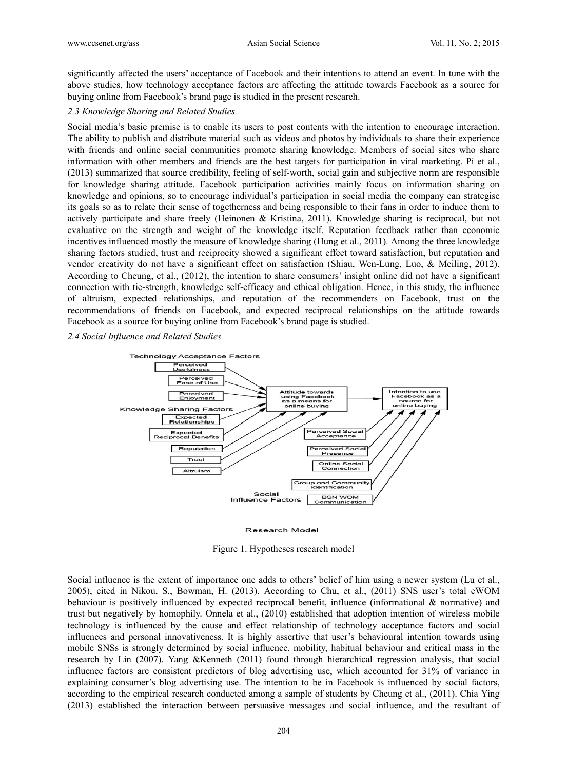significantly affected the users' acceptance of Facebook and their intentions to attend an event. In tune with the above studies, how technology acceptance factors are affecting the attitude towards Facebook as a source for buying online from Facebook's brand page is studied in the present research.

### *2.3 Knowledge Sharing and Related Studies*

Social media's basic premise is to enable its users to post contents with the intention to encourage interaction. The ability to publish and distribute material such as videos and photos by individuals to share their experience with friends and online social communities promote sharing knowledge. Members of social sites who share information with other members and friends are the best targets for participation in viral marketing. Pi et al., (2013) summarized that source credibility, feeling of self-worth, social gain and subjective norm are responsible for knowledge sharing attitude. Facebook participation activities mainly focus on information sharing on knowledge and opinions, so to encourage individual's participation in social media the company can strategise its goals so as to relate their sense of togetherness and being responsible to their fans in order to induce them to actively participate and share freely (Heinonen & Kristina, 2011). Knowledge sharing is reciprocal, but not evaluative on the strength and weight of the knowledge itself. Reputation feedback rather than economic incentives influenced mostly the measure of knowledge sharing (Hung et al., 2011). Among the three knowledge sharing factors studied, trust and reciprocity showed a significant effect toward satisfaction, but reputation and vendor creativity do not have a significant effect on satisfaction (Shiau, Wen-Lung, Luo, & Meiling, 2012). According to Cheung, et al., (2012), the intention to share consumers' insight online did not have a significant connection with tie-strength, knowledge self-efficacy and ethical obligation. Hence, in this study, the influence of altruism, expected relationships, and reputation of the recommenders on Facebook, trust on the recommendations of friends on Facebook, and expected reciprocal relationships on the attitude towards Facebook as a source for buying online from Facebook's brand page is studied.

### *2.4 Social Influence and Related Studies*

Technology Acceptance Factors
Perceived Usefulness
Perceived Ease of Use
Perceived Enjoyment
Knowledge Sharing Factors
Expected Relationships
Expected Reciprocal Benefits
Reputation
Trust
Altruism
Attitude towards using Facebook as a means for online buying
Intention to use Facebook as a source for online buying
Perceived Social Acceptance
Perceived Social Presence
Online Social Connection
Group and Community Identification
BSN WOM Communication
Social Influence Factors
Research Model

Figure 1. Hypotheses research model

Social influence is the extent of importance one adds to others' belief of him using a newer system (Lu et al., 2005), cited in Nikou, S., Bowman, H. (2013). According to Chu, et al., (2011) SNS user's total eWOM behaviour is positively influenced by expected reciprocal benefit, influence (informational & normative) and trust but negatively by homophily. Onnela et al., (2010) established that adoption intention of wireless mobile technology is influenced by the cause and effect relationship of technology acceptance factors and social influences and personal innovativeness. It is highly assertive that user's behavioural intention towards using mobile SNSs is strongly determined by social influence, mobility, habitual behaviour and critical mass in the research by Lin (2007). Yang &Kenneth (2011) found through hierarchical regression analysis, that social influence factors are consistent predictors of blog advertising use, which accounted for 31% of variance in explaining consumer's blog advertising use. The intention to be in Facebook is influenced by social factors, according to the empirical research conducted among a sample of students by Cheung et al., (2011). Chia Ying (2013) established the interaction between persuasive messages and social influence, and the resultant of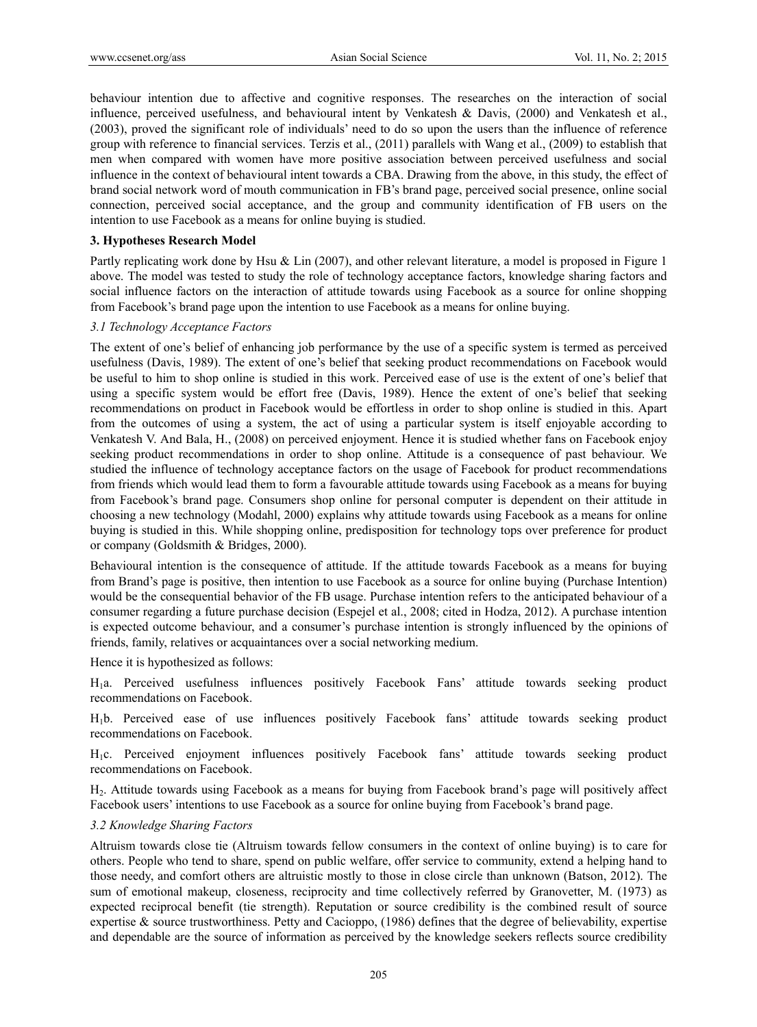behaviour intention due to affective and cognitive responses. The researches on the interaction of social influence, perceived usefulness, and behavioural intent by Venkatesh & Davis, (2000) and Venkatesh et al., (2003), proved the significant role of individuals' need to do so upon the users than the influence of reference group with reference to financial services. Terzis et al., (2011) parallels with Wang et al., (2009) to establish that men when compared with women have more positive association between perceived usefulness and social influence in the context of behavioural intent towards a CBA. Drawing from the above, in this study, the effect of brand social network word of mouth communication in FB's brand page, perceived social presence, online social connection, perceived social acceptance, and the group and community identification of FB users on the intention to use Facebook as a means for online buying is studied.

## 3. Hypotheses Research Model

Partly replicating work done by Hsu & Lin (2007), and other relevant literature, a model is proposed in Figure 1 above. The model was tested to study the role of technology acceptance factors, knowledge sharing factors and social influence factors on the interaction of attitude towards using Facebook as a source for online shopping from Facebook's brand page upon the intention to use Facebook as a means for online buying.

### *3.1 Technology Acceptance Factors*

The extent of one's belief of enhancing job performance by the use of a specific system is termed as perceived usefulness (Davis, 1989). The extent of one's belief that seeking product recommendations on Facebook would be useful to him to shop online is studied in this work. Perceived ease of use is the extent of one's belief that using a specific system would be effort free (Davis, 1989). Hence the extent of one's belief that seeking recommendations on product in Facebook would be effortless in order to shop online is studied in this. Apart from the outcomes of using a system, the act of using a particular system is itself enjoyable according to Venkatesh V. And Bala, H., (2008) on perceived enjoyment. Hence it is studied whether fans on Facebook enjoy seeking product recommendations in order to shop online. Attitude is a consequence of past behaviour. We studied the influence of technology acceptance factors on the usage of Facebook for product recommendations from friends which would lead them to form a favourable attitude towards using Facebook as a means for buying from Facebook's brand page. Consumers shop online for personal computer is dependent on their attitude in choosing a new technology (Modahl, 2000) explains why attitude towards using Facebook as a means for online buying is studied in this. While shopping online, predisposition for technology tops over preference for product or company (Goldsmith & Bridges, 2000).

Behavioural intention is the consequence of attitude. If the attitude towards Facebook as a means for buying from Brand's page is positive, then intention to use Facebook as a source for online buying (Purchase Intention) would be the consequential behavior of the FB usage. Purchase intention refers to the anticipated behaviour of a consumer regarding a future purchase decision (Espejel et al., 2008; cited in Hodza, 2012). A purchase intention is expected outcome behaviour, and a consumer's purchase intention is strongly influenced by the opinions of friends, family, relatives or acquaintances over a social networking medium.

Hence it is hypothesized as follows:

$H_1$a. Perceived usefulness influences positively Facebook Fans' attitude towards seeking product recommendations on Facebook.

$H_1$b. Perceived ease of use influences positively Facebook fans' attitude towards seeking product recommendations on Facebook.

$H_1$c. Perceived enjoyment influences positively Facebook fans' attitude towards seeking product recommendations on Facebook.

$H_2$. Attitude towards using Facebook as a means for buying from Facebook brand's page will positively affect Facebook users' intentions to use Facebook as a source for online buying from Facebook's brand page.

### *3.2 Knowledge Sharing Factors*

Altruism towards close tie (Altruism towards fellow consumers in the context of online buying) is to care for others. People who tend to share, spend on public welfare, offer service to community, extend a helping hand to those needy, and comfort others are altruistic mostly to those in close circle than unknown (Batson, 2012). The sum of emotional makeup, closeness, reciprocity and time collectively referred by Granovetter, M. (1973) as expected reciprocal benefit (tie strength). Reputation or source credibility is the combined result of source expertise & source trustworthiness. Petty and Cacioppo, (1986) defines that the degree of believability, expertise and dependable are the source of information as perceived by the knowledge seekers reflects source credibility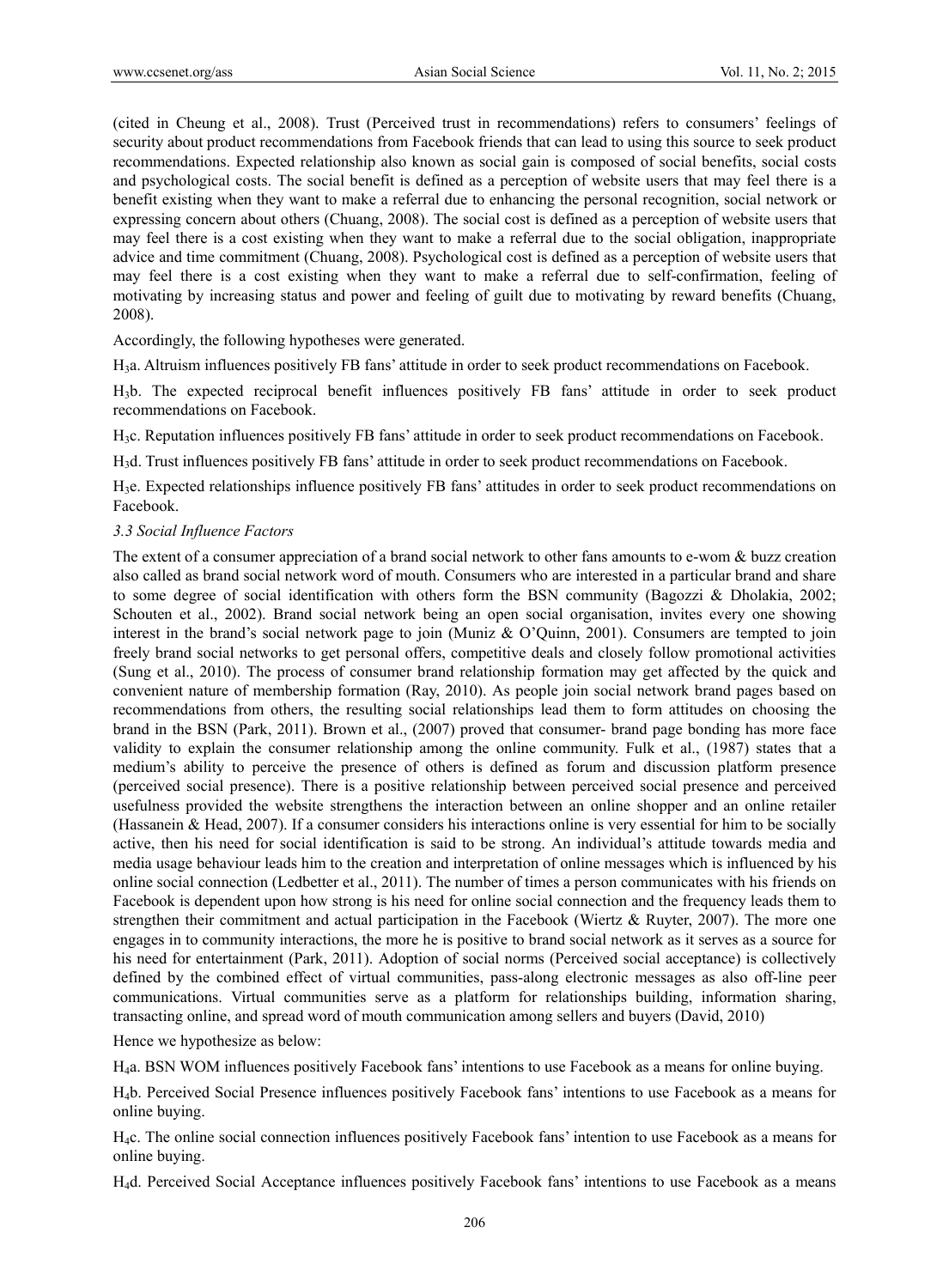(cited in Cheung et al., 2008). Trust (Perceived trust in recommendations) refers to consumers' feelings of security about product recommendations from Facebook friends that can lead to using this source to seek product recommendations. Expected relationship also known as social gain is composed of social benefits, social costs and psychological costs. The social benefit is defined as a perception of website users that may feel there is a benefit existing when they want to make a referral due to enhancing the personal recognition, social network or expressing concern about others (Chuang, 2008). The social cost is defined as a perception of website users that may feel there is a cost existing when they want to make a referral due to the social obligation, inappropriate advice and time commitment (Chuang, 2008). Psychological cost is defined as a perception of website users that may feel there is a cost existing when they want to make a referral due to self-confirmation, feeling of motivating by increasing status and power and feeling of guilt due to motivating by reward benefits (Chuang, 2008).

Accordingly, the following hypotheses were generated.

$H_3$a. Altruism influences positively FB fans' attitude in order to seek product recommendations on Facebook.

$H_3$b. The expected reciprocal benefit influences positively FB fans' attitude in order to seek product recommendations on Facebook.

$H_3$c. Reputation influences positively FB fans' attitude in order to seek product recommendations on Facebook.

$H_3$d. Trust influences positively FB fans' attitude in order to seek product recommendations on Facebook.

$H_3$e. Expected relationships influence positively FB fans' attitudes in order to seek product recommendations on Facebook.

### *3.3 Social Influence Factors*

The extent of a consumer appreciation of a brand social network to other fans amounts to e-wom & buzz creation also called as brand social network word of mouth. Consumers who are interested in a particular brand and share to some degree of social identification with others form the BSN community (Bagozzi & Dholakia, 2002; Schouten et al., 2002). Brand social network being an open social organisation, invites every one showing interest in the brand's social network page to join (Muniz & O'Quinn, 2001). Consumers are tempted to join freely brand social networks to get personal offers, competitive deals and closely follow promotional activities (Sung et al., 2010). The process of consumer brand relationship formation may get affected by the quick and convenient nature of membership formation (Ray, 2010). As people join social network brand pages based on recommendations from others, the resulting social relationships lead them to form attitudes on choosing the brand in the BSN (Park, 2011). Brown et al., (2007) proved that consumer- brand page bonding has more face validity to explain the consumer relationship among the online community. Fulk et al., (1987) states that a medium's ability to perceive the presence of others is defined as forum and discussion platform presence (perceived social presence). There is a positive relationship between perceived social presence and perceived usefulness provided the website strengthens the interaction between an online shopper and an online retailer (Hassanein & Head, 2007). If a consumer considers his interactions online is very essential for him to be socially active, then his need for social identification is said to be strong. An individual's attitude towards media and media usage behaviour leads him to the creation and interpretation of online messages which is influenced by his online social connection (Ledbetter et al., 2011). The number of times a person communicates with his friends on Facebook is dependent upon how strong is his need for online social connection and the frequency leads them to strengthen their commitment and actual participation in the Facebook (Wiertz & Ruyter, 2007). The more one engages in to community interactions, the more he is positive to brand social network as it serves as a source for his need for entertainment (Park, 2011). Adoption of social norms (Perceived social acceptance) is collectively defined by the combined effect of virtual communities, pass-along electronic messages as also off-line peer communications. Virtual communities serve as a platform for relationships building, information sharing, transacting online, and spread word of mouth communication among sellers and buyers (David, 2010)

Hence we hypothesize as below:

$H_4$a. BSN WOM influences positively Facebook fans' intentions to use Facebook as a means for online buying.

$H_4$b. Perceived Social Presence influences positively Facebook fans' intentions to use Facebook as a means for online buying.

$H_4$c. The online social connection influences positively Facebook fans' intention to use Facebook as a means for online buying.

$H_4$d. Perceived Social Acceptance influences positively Facebook fans' intentions to use Facebook as a means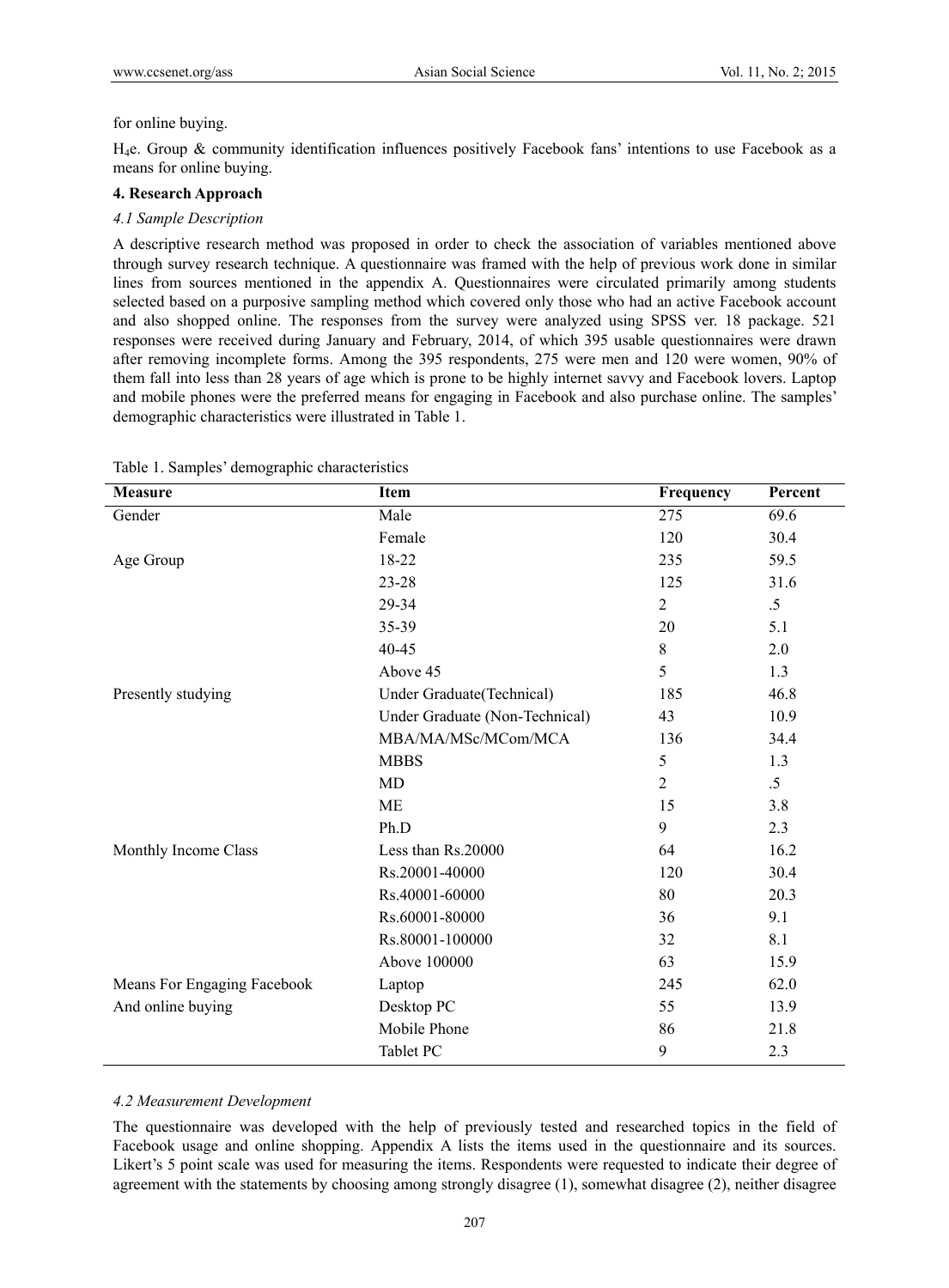for online buying.

$H_4$e. Group & community identification influences positively Facebook fans' intentions to use Facebook as a means for online buying.

## 4. Research Approach

### *4.1 Sample Description*

A descriptive research method was proposed in order to check the association of variables mentioned above through survey research technique. A questionnaire was framed with the help of previous work done in similar lines from sources mentioned in the appendix A. Questionnaires were circulated primarily among students selected based on a purposive sampling method which covered only those who had an active Facebook account and also shopped online. The responses from the survey were analyzed using SPSS ver. 18 package. 521 responses were received during January and February, 2014, of which 395 usable questionnaires were drawn after removing incomplete forms. Among the 395 respondents, 275 were men and 120 were women, 90% of them fall into less than 28 years of age which is prone to be highly internet savvy and Facebook lovers. Laptop and mobile phones were the preferred means for engaging in Facebook and also purchase online. The samples' demographic characteristics were illustrated in Table 1.

Table 1. Samples' demographic characteristics

| Measure | Item | Frequency | Percent |
|---|---|---|---|
| Gender | Male | 275 | 69.6 |
| | Female | 120 | 30.4 |
| Age Group | 18-22 | 235 | 59.5 |
| | 23-28 | 125 | 31.6 |
| | 29-34 | 2 | .5 |
| | 35-39 | 20 | 5.1 |
| | 40-45 | 8 | 2.0 |
| | Above 45 | 5 | 1.3 |
| Presently studying | Under Graduate(Technical) | 185 | 46.8 |
| | Under Graduate (Non-Technical) | 43 | 10.9 |
| | MBA/MA/MSc/MCom/MCA | 136 | 34.4 |
| | MBBS | 5 | 1.3 |
| | MD | 2 | .5 |
| | ME | 15 | 3.8 |
| | Ph.D | 9 | 2.3 |
| Monthly Income Class | Less than Rs.20000 | 64 | 16.2 |
| | Rs.20001-40000 | 120 | 30.4 |
| | Rs.40001-60000 | 80 | 20.3 |
| | Rs.60001-80000 | 36 | 9.1 |
| | Rs.80001-100000 | 32 | 8.1 |
| | Above 100000 | 63 | 15.9 |
| Means For Engaging Facebook And online buying | Laptop | 245 | 62.0 |
| | Desktop PC | 55 | 13.9 |
| | Mobile Phone | 86 | 21.8 |
| | Tablet PC | 9 | 2.3 |

### *4.2 Measurement Development*

The questionnaire was developed with the help of previously tested and researched topics in the field of Facebook usage and online shopping. Appendix A lists the items used in the questionnaire and its sources. Likert's 5 point scale was used for measuring the items. Respondents were requested to indicate their degree of agreement with the statements by choosing among strongly disagree (1), somewhat disagree (2), neither disagree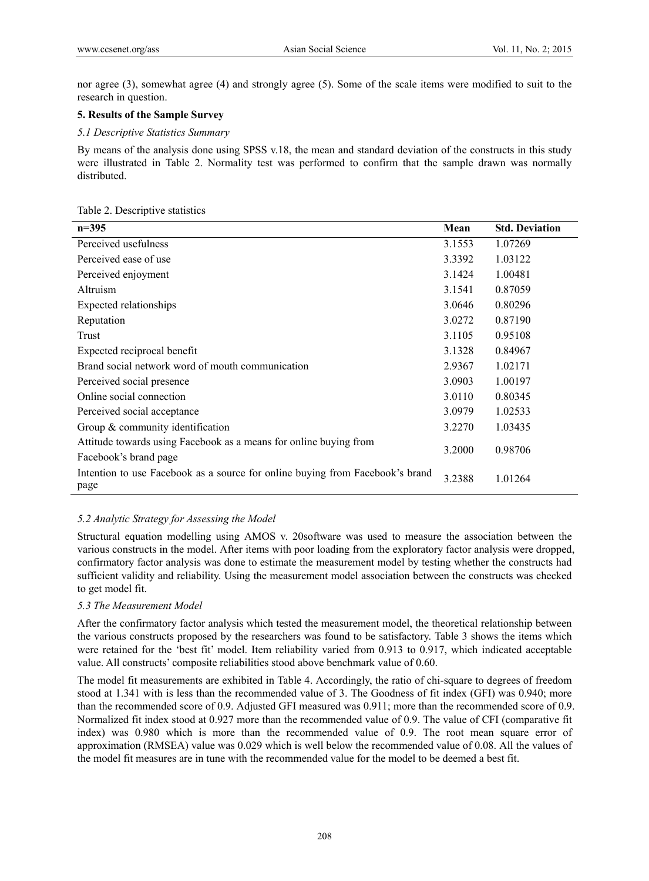nor agree (3), somewhat agree (4) and strongly agree (5). Some of the scale items were modified to suit to the research in question.

## 5. Results of the Sample Survey

### *5.1 Descriptive Statistics Summary*

By means of the analysis done using SPSS v.18, the mean and standard deviation of the constructs in this study were illustrated in Table 2. Normality test was performed to confirm that the sample drawn was normally distributed.

Table 2. Descriptive statistics

| n=395 | Mean | Std. Deviation |
|---|---|---|
| Perceived usefulness | 3.1553 | 1.07269 |
| Perceived ease of use | 3.3392 | 1.03122 |
| Perceived enjoyment | 3.1424 | 1.00481 |
| Altruism | 3.1541 | 0.87059 |
| Expected relationships | 3.0646 | 0.80296 |
| Reputation | 3.0272 | 0.87190 |
| Trust | 3.1105 | 0.95108 |
| Expected reciprocal benefit | 3.1328 | 0.84967 |
| Brand social network word of mouth communication | 2.9367 | 1.02171 |
| Perceived social presence | 3.0903 | 1.00197 |
| Online social connection | 3.0110 | 0.80345 |
| Perceived social acceptance | 3.0979 | 1.02533 |
| Group & community identification | 3.2270 | 1.03435 |
| Attitude towards using Facebook as a means for online buying from Facebook's brand page | 3.2000 | 0.98706 |
| Intention to use Facebook as a source for online buying from Facebook's brand page | 3.2388 | 1.01264 |

### *5.2 Analytic Strategy for Assessing the Model*

Structural equation modelling using AMOS v. 20software was used to measure the association between the various constructs in the model. After items with poor loading from the exploratory factor analysis were dropped, confirmatory factor analysis was done to estimate the measurement model by testing whether the constructs had sufficient validity and reliability. Using the measurement model association between the constructs was checked to get model fit.

### *5.3 The Measurement Model*

After the confirmatory factor analysis which tested the measurement model, the theoretical relationship between the various constructs proposed by the researchers was found to be satisfactory. Table 3 shows the items which were retained for the 'best fit' model. Item reliability varied from 0.913 to 0.917, which indicated acceptable value. All constructs' composite reliabilities stood above benchmark value of 0.60.

The model fit measurements are exhibited in Table 4. Accordingly, the ratio of chi-square to degrees of freedom stood at 1.341 with is less than the recommended value of 3. The Goodness of fit index (GFI) was 0.940; more than the recommended score of 0.9. Adjusted GFI measured was 0.911; more than the recommended score of 0.9. Normalized fit index stood at 0.927 more than the recommended value of 0.9. The value of CFI (comparative fit index) was 0.980 which is more than the recommended value of 0.9. The root mean square error of approximation (RMSEA) value was 0.029 which is well below the recommended value of 0.08. All the values of the model fit measures are in tune with the recommended value for the model to be deemed a best fit.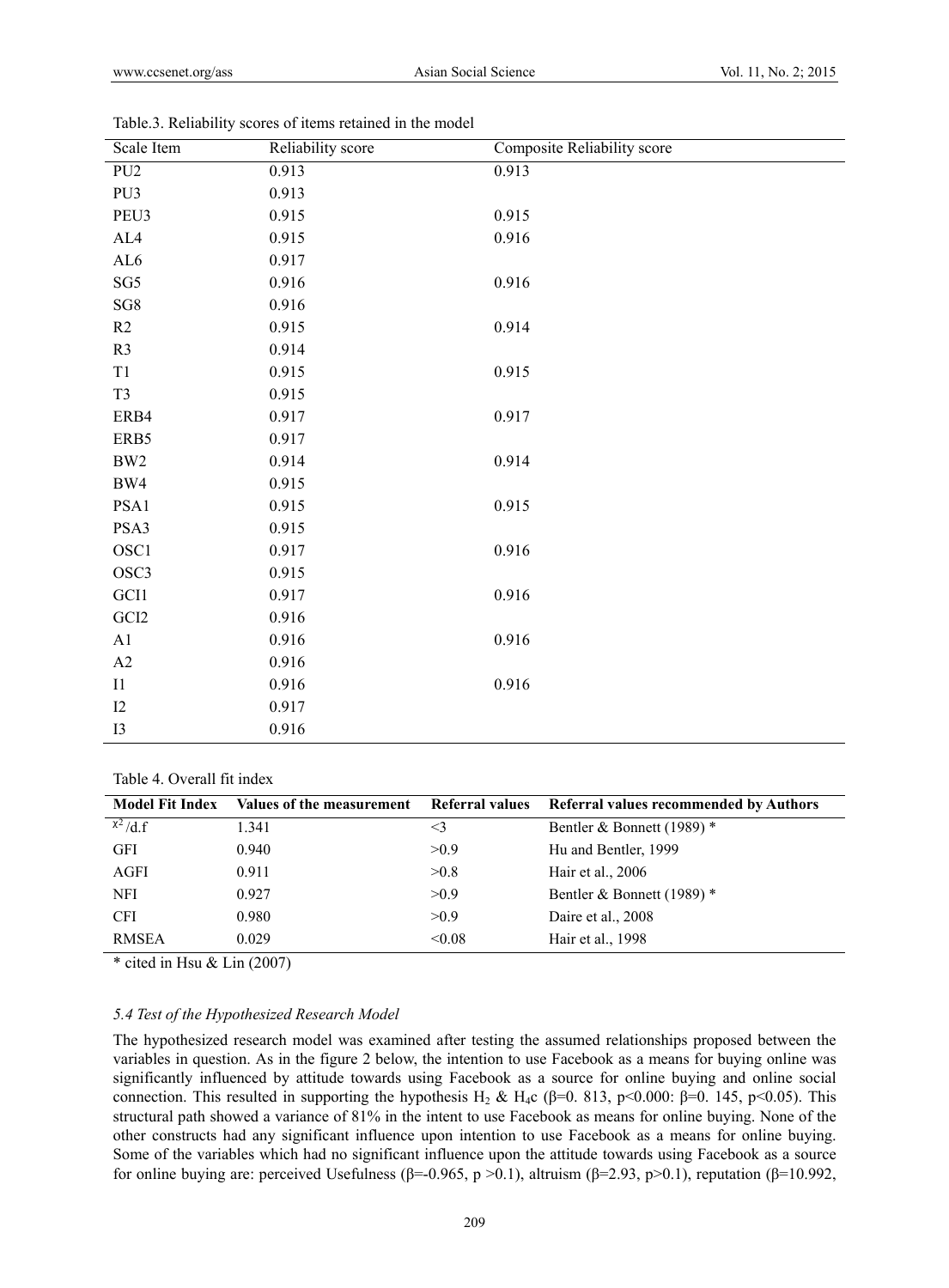Table.3. Reliability scores of items retained in the model

| Scale Item | Reliability score | Composite Reliability score |
|---|---|---|
| PU2 | 0.913 | 0.913 |
| PU3 | 0.913 | |
| PEU3 | 0.915 | 0.915 |
| AL4 | 0.915 | 0.916 |
| AL6 | 0.917 | |
| SG5 | 0.916 | 0.916 |
| SG8 | 0.916 | |
| R2 | 0.915 | 0.914 |
| R3 | 0.914 | |
| T1 | 0.915 | 0.915 |
| T3 | 0.915 | |
| ERB4 | 0.917 | 0.917 |
| ERB5 | 0.917 | |
| BW2 | 0.914 | 0.914 |
| BW4 | 0.915 | |
| PSA1 | 0.915 | 0.915 |
| PSA3 | 0.915 | |
| OSC1 | 0.917 | 0.916 |
| OSC3 | 0.915 | |
| GCI1 | 0.917 | 0.916 |
| GCI2 | 0.916 | |
| A1 | 0.916 | 0.916 |
| A2 | 0.916 | |
| I1 | 0.916 | 0.916 |
| I2 | 0.917 | |
| I3 | 0.916 | |

Table 4. Overall fit index

| Model Fit Index | Values of the measurement | Referral values | Referral values recommended by Authors |
|---|---|---|---|
| $\chi^2$/d.f | 1.341 | <3 | Bentler & Bonnett (1989) * |
| GFI | 0.940 | >0.9 | Hu and Bentler, 1999 |
| AGFI | 0.911 | >0.8 | Hair et al., 2006 |
| NFI | 0.927 | >0.9 | Bentler & Bonnett (1989) * |
| CFI | 0.980 | >0.9 | Daire et al., 2008 |
| RMSEA | 0.029 | <0.08 | Hair et al., 1998 |

* cited in Hsu & Lin (2007)

### *5.4 Test of the Hypothesized Research Model*

The hypothesized research model was examined after testing the assumed relationships proposed between the variables in question. As in the figure 2 below, the intention to use Facebook as a means for buying online was significantly influenced by attitude towards using Facebook as a source for online buying and online social connection. This resulted in supporting the hypothesis $H_2$ & $H_4$c ($\beta$=0. 813, $p$<0.000: $\beta$=0. 145, $p$<0.05). This structural path showed a variance of 81% in the intent to use Facebook as means for online buying. None of the other constructs had any significant influence upon intention to use Facebook as a means for online buying. Some of the variables which had no significant influence upon the attitude towards using Facebook as a source for online buying are: perceived Usefulness ($\beta$=-0.965, $p$ >0.1), altruism ($\beta$=2.93, $p$>0.1), reputation ($\beta$=10.992,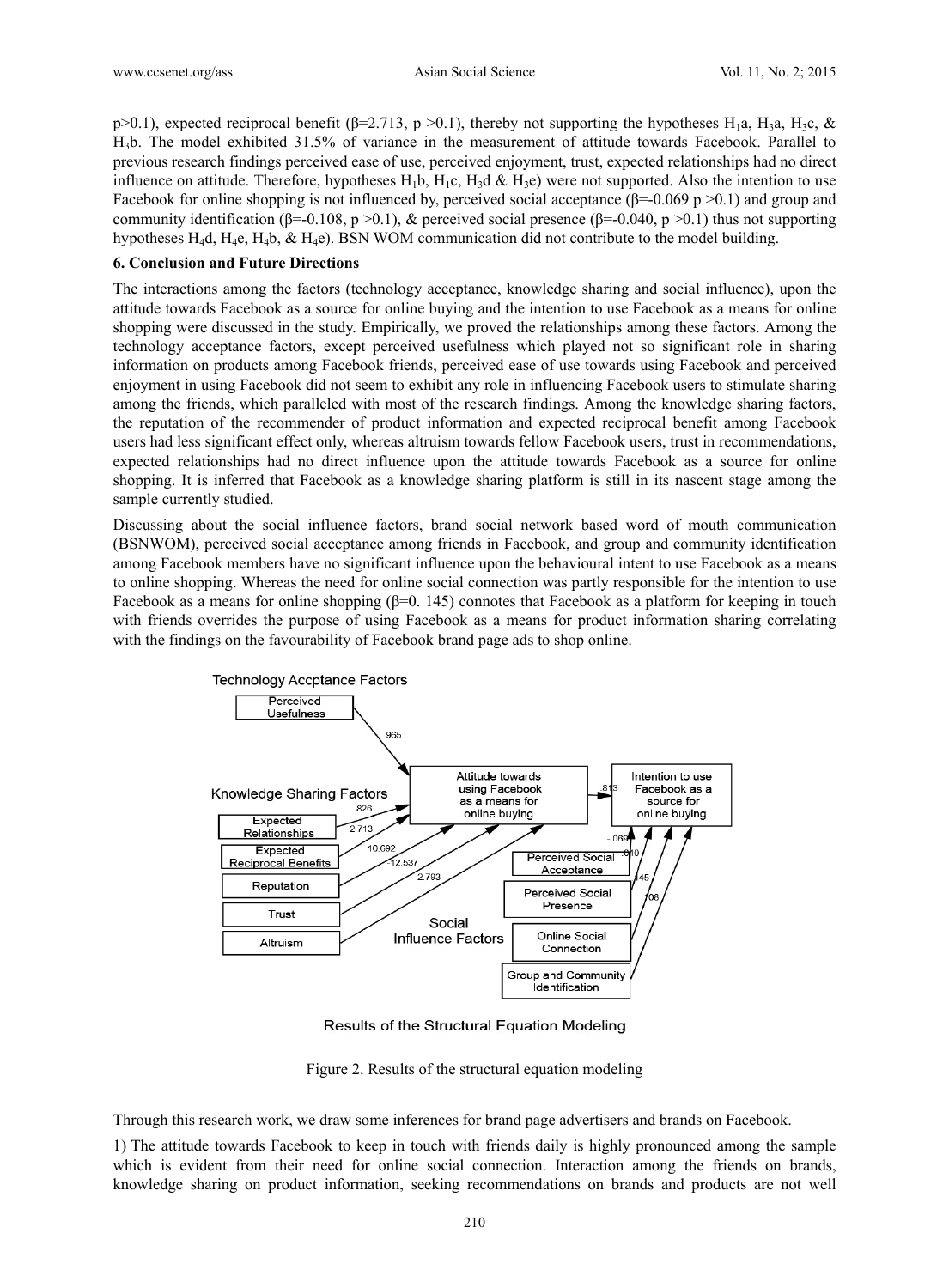p>0.1), expected reciprocal benefit (β=2.713, p >0.1), thereby not supporting the hypotheses $H_1$a, $H_3$a, $H_3$c, & $H_3$b. The model exhibited 31.5% of variance in the measurement of attitude towards Facebook. Parallel to previous research findings perceived ease of use, perceived enjoyment, trust, expected relationships had no direct influence on attitude. Therefore, hypotheses $H_1$b, $H_1$c, $H_3$d & $H_3$e) were not supported. Also the intention to use Facebook for online shopping is not influenced by, perceived social acceptance (β=-0.069 p >0.1) and group and community identification (β=-0.108, p >0.1), & perceived social presence (β=-0.040, p >0.1) thus not supporting hypotheses $H_4$d, $H_4$e, $H_4$b, & $H_4$e). BSN WOM communication did not contribute to the model building.

## 6. Conclusion and Future Directions

The interactions among the factors (technology acceptance, knowledge sharing and social influence), upon the attitude towards Facebook as a source for online buying and the intention to use Facebook as a means for online shopping were discussed in the study. Empirically, we proved the relationships among these factors. Among the technology acceptance factors, except perceived usefulness which played not so significant role in sharing information on products among Facebook friends, perceived ease of use towards using Facebook and perceived enjoyment in using Facebook did not seem to exhibit any role in influencing Facebook users to stimulate sharing among the friends, which paralleled with most of the research findings. Among the knowledge sharing factors, the reputation of the recommender of product information and expected reciprocal benefit among Facebook users had less significant effect only, whereas altruism towards fellow Facebook users, trust in recommendations, expected relationships had no direct influence upon the attitude towards Facebook as a source for online shopping. It is inferred that Facebook as a knowledge sharing platform is still in its nascent stage among the sample currently studied.

Discussing about the social influence factors, brand social network based word of mouth communication (BSNWOM), perceived social acceptance among friends in Facebook, and group and community identification among Facebook members have no significant influence upon the behavioural intent to use Facebook as a means to online shopping. Whereas the need for online social connection was partly responsible for the intention to use Facebook as a means for online shopping (β=0. 145) connotes that Facebook as a platform for keeping in touch with friends overrides the purpose of using Facebook as a means for product information sharing correlating with the findings on the favourability of Facebook brand page ads to shop online.

Technology Accptance Factors

Perceived Usefulness

.965

Knowledge Sharing Factors

Expected Relationships

Expected Reciprocal Benefits

Reputation

Trust

Altruism

.826

2.713

10.692

-12.537

2.793

Attitude towards using Facebook as a means for online buying

.813

Intention to use Facebook as a source for online buying

-.069

-.040

.145

.108

Social Influence Factors

Perceived Social Acceptance

Perceived Social Presence

Online Social Connection

Group and Community Identification

Results of the Structural Equation Modeling

Figure 2. Results of the structural equation modeling

Through this research work, we draw some inferences for brand page advertisers and brands on Facebook.

1) The attitude towards Facebook to keep in touch with friends daily is highly pronounced among the sample which is evident from their need for online social connection. Interaction among the friends on brands, knowledge sharing on product information, seeking recommendations on brands and products are not well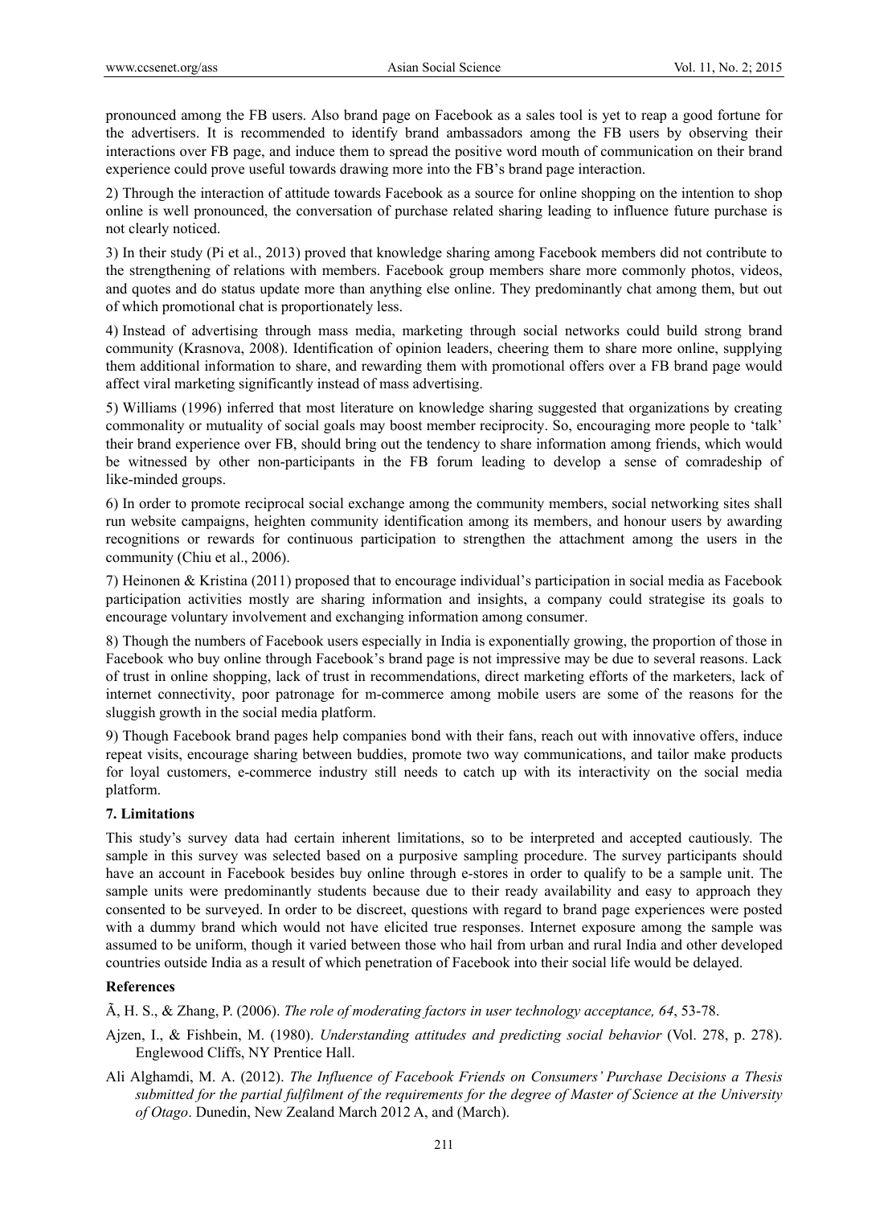pronounced among the FB users. Also brand page on Facebook as a sales tool is yet to reap a good fortune for the advertisers. It is recommended to identify brand ambassadors among the FB users by observing their interactions over FB page, and induce them to spread the positive word mouth of communication on their brand experience could prove useful towards drawing more into the FB's brand page interaction.

2) Through the interaction of attitude towards Facebook as a source for online shopping on the intention to shop online is well pronounced, the conversation of purchase related sharing leading to influence future purchase is not clearly noticed.

3) In their study (Pi et al., 2013) proved that knowledge sharing among Facebook members did not contribute to the strengthening of relations with members. Facebook group members share more commonly photos, videos, and quotes and do status update more than anything else online. They predominantly chat among them, but out of which promotional chat is proportionately less.

4) Instead of advertising through mass media, marketing through social networks could build strong brand community (Krasnova, 2008). Identification of opinion leaders, cheering them to share more online, supplying them additional information to share, and rewarding them with promotional offers over a FB brand page would affect viral marketing significantly instead of mass advertising.

5) Williams (1996) inferred that most literature on knowledge sharing suggested that organizations by creating commonality or mutuality of social goals may boost member reciprocity. So, encouraging more people to 'talk' their brand experience over FB, should bring out the tendency to share information among friends, which would be witnessed by other non-participants in the FB forum leading to develop a sense of comradeship of like-minded groups.

6) In order to promote reciprocal social exchange among the community members, social networking sites shall run website campaigns, heighten community identification among its members, and honour users by awarding recognitions or rewards for continuous participation to strengthen the attachment among the users in the community (Chiu et al., 2006).

7) Heinonen & Kristina (2011) proposed that to encourage individual's participation in social media as Facebook participation activities mostly are sharing information and insights, a company could strategise its goals to encourage voluntary involvement and exchanging information among consumer.

8) Though the numbers of Facebook users especially in India is exponentially growing, the proportion of those in Facebook who buy online through Facebook's brand page is not impressive may be due to several reasons. Lack of trust in online shopping, lack of trust in recommendations, direct marketing efforts of the marketers, lack of internet connectivity, poor patronage for m-commerce among mobile users are some of the reasons for the sluggish growth in the social media platform.

9) Though Facebook brand pages help companies bond with their fans, reach out with innovative offers, induce repeat visits, encourage sharing between buddies, promote two way communications, and tailor make products for loyal customers, e-commerce industry still needs to catch up with its interactivity on the social media platform.

## 7. Limitations

This study's survey data had certain inherent limitations, so to be interpreted and accepted cautiously. The sample in this survey was selected based on a purposive sampling procedure. The survey participants should have an account in Facebook besides buy online through e-stores in order to qualify to be a sample unit. The sample units were predominantly students because due to their ready availability and easy to approach they consented to be surveyed. In order to be discreet, questions with regard to brand page experiences were posted with a dummy brand which would not have elicited true responses. Internet exposure among the sample was assumed to be uniform, though it varied between those who hail from urban and rural India and other developed countries outside India as a result of which penetration of Facebook into their social life would be delayed.

## References

Ã, H. S., & Zhang, P. (2006). *The role of moderating factors in user technology acceptance, 64*, 53-78.

Ajzen, I., & Fishbein, M. (1980). *Understanding attitudes and predicting social behavior* (Vol. 278, p. 278). Englewood Cliffs, NY Prentice Hall.

Ali Alghamdi, M. A. (2012). *The Influence of Facebook Friends on Consumers' Purchase Decisions a Thesis submitted for the partial fulfilment of the requirements for the degree of Master of Science at the University of Otago*. Dunedin, New Zealand March 2012 A, and (March).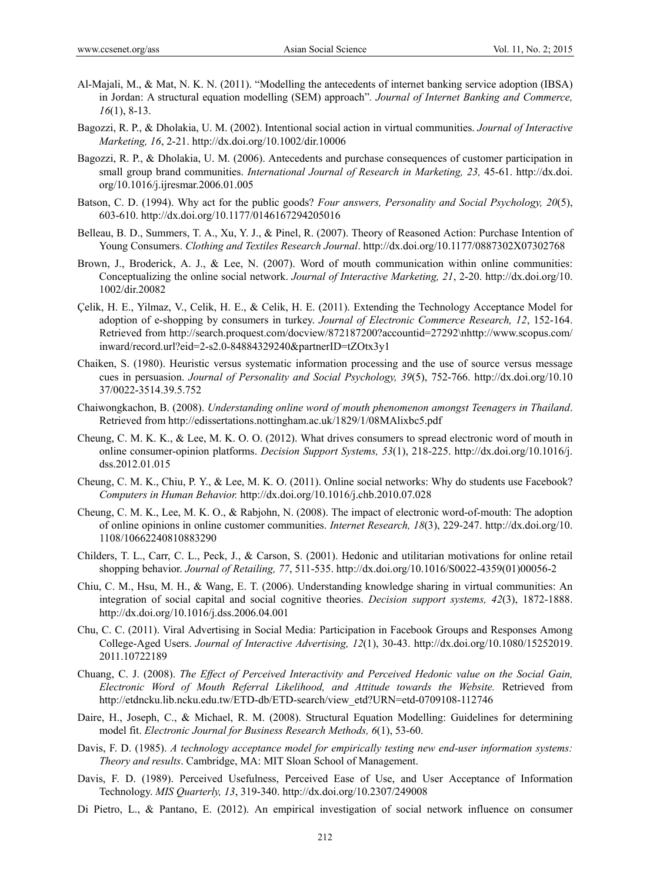Al-Majali, M., & Mat, N. K. N. (2011). "Modelling the antecedents of internet banking service adoption (IBSA) in Jordan: A structural equation modelling (SEM) approach". *Journal of Internet Banking and Commerce, 16*(1), 8-13.

Bagozzi, R. P., & Dholakia, U. M. (2002). Intentional social action in virtual communities. *Journal of Interactive Marketing, 16*, 2-21. http://dx.doi.org/10.1002/dir.10006

Bagozzi, R. P., & Dholakia, U. M. (2006). Antecedents and purchase consequences of customer participation in small group brand communities. *International Journal of Research in Marketing, 23,* 45-61. http://dx.doi.org/10.1016/j.ijresmar.2006.01.005

Batson, C. D. (1994). Why act for the public goods? *Four answers, Personality and Social Psychology, 20*(5), 603-610. http://dx.doi.org/10.1177/0146167294205016

Belleau, B. D., Summers, T. A., Xu, Y. J., & Pinel, R. (2007). Theory of Reasoned Action: Purchase Intention of Young Consumers. *Clothing and Textiles Research Journal*. http://dx.doi.org/10.1177/0887302X07302768

Brown, J., Broderick, A. J., & Lee, N. (2007). Word of mouth communication within online communities: Conceptualizing the online social network. *Journal of Interactive Marketing, 21*, 2-20. http://dx.doi.org/10.1002/dir.20082

Çelik, H. E., Yilmaz, V., Celik, H. E., & Celik, H. E. (2011). Extending the Technology Acceptance Model for adoption of e-shopping by consumers in turkey. *Journal of Electronic Commerce Research, 12*, 152-164. Retrieved from http://search.proquest.com/docview/872187200?accountid=27292\nhttp://www.scopus.com/inward/record.url?eid=2-s2.0-84884329240&partnerID=tZOtx3y1

Chaiken, S. (1980). Heuristic versus systematic information processing and the use of source versus message cues in persuasion. *Journal of Personality and Social Psychology, 39*(5), 752-766. http://dx.doi.org/10.1037/0022-3514.39.5.752

Chaiwongkachon, B. (2008). *Understanding online word of mouth phenomenon amongst Teenagers in Thailand*. Retrieved from http://edissertations.nottingham.ac.uk/1829/1/08MAlixbc5.pdf

Cheung, C. M. K. K., & Lee, M. K. O. O. (2012). What drives consumers to spread electronic word of mouth in online consumer-opinion platforms. *Decision Support Systems, 53*(1), 218-225. http://dx.doi.org/10.1016/j.dss.2012.01.015

Cheung, C. M. K., Chiu, P. Y., & Lee, M. K. O. (2011). Online social networks: Why do students use Facebook? *Computers in Human Behavior.* http://dx.doi.org/10.1016/j.chb.2010.07.028

Cheung, C. M. K., Lee, M. K. O., & Rabjohn, N. (2008). The impact of electronic word-of-mouth: The adoption of online opinions in online customer communities. *Internet Research, 18*(3), 229-247. http://dx.doi.org/10.1108/10662240810883290

Childers, T. L., Carr, C. L., Peck, J., & Carson, S. (2001). Hedonic and utilitarian motivations for online retail shopping behavior. *Journal of Retailing, 77*, 511-535. http://dx.doi.org/10.1016/S0022-4359(01)00056-2

Chiu, C. M., Hsu, M. H., & Wang, E. T. (2006). Understanding knowledge sharing in virtual communities: An integration of social capital and social cognitive theories. *Decision support systems, 42*(3), 1872-1888. http://dx.doi.org/10.1016/j.dss.2006.04.001

Chu, C. C. (2011). Viral Advertising in Social Media: Participation in Facebook Groups and Responses Among College-Aged Users. *Journal of Interactive Advertising, 12*(1), 30-43. http://dx.doi.org/10.1080/15252019.2011.10722189

Chuang, C. J. (2008). *The Effect of Perceived Interactivity and Perceived Hedonic value on the Social Gain, Electronic Word of Mouth Referral Likelihood, and Attitude towards the Website.* Retrieved from http://etdncku.lib.ncku.edu.tw/ETD-db/ETD-search/view_etd?URN=etd-0709108-112746

Daire, H., Joseph, C., & Michael, R. M. (2008). Structural Equation Modelling: Guidelines for determining model fit. *Electronic Journal for Business Research Methods, 6*(1), 53-60.

Davis, F. D. (1985). *A technology acceptance model for empirically testing new end-user information systems: Theory and results*. Cambridge, MA: MIT Sloan School of Management.

Davis, F. D. (1989). Perceived Usefulness, Perceived Ease of Use, and User Acceptance of Information Technology. *MIS Quarterly, 13*, 319-340. http://dx.doi.org/10.2307/249008

Di Pietro, L., & Pantano, E. (2012). An empirical investigation of social network influence on consumer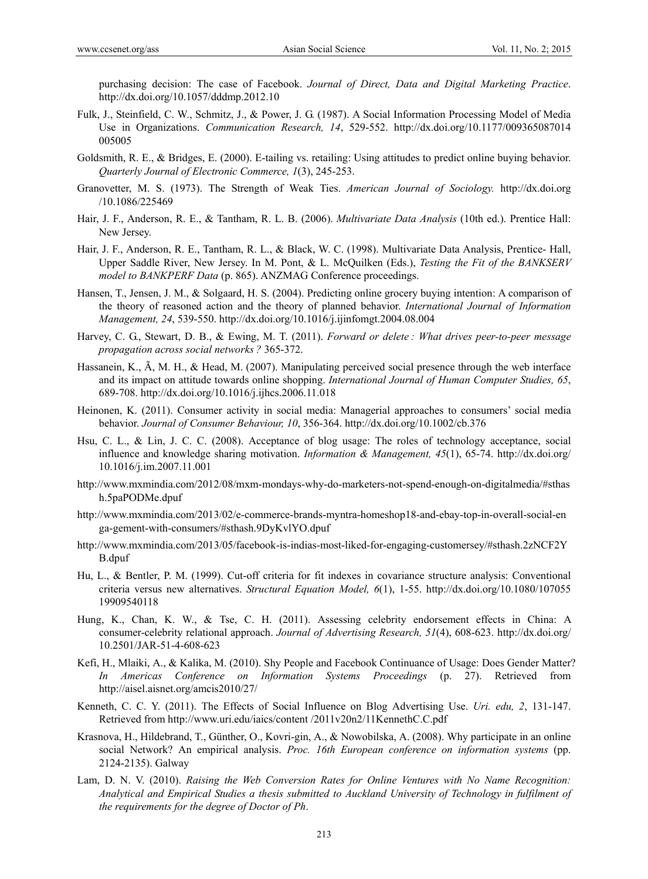purchasing decision: The case of Facebook. *Journal of Direct, Data and Digital Marketing Practice*. http://dx.doi.org/10.1057/dddmp.2012.10

Fulk, J., Steinfield, C. W., Schmitz, J., & Power, J. G. (1987). A Social Information Processing Model of Media Use in Organizations. *Communication Research, 14*, 529-552. http://dx.doi.org/10.1177/009365087014005005

Goldsmith, R. E., & Bridges, E. (2000). E-tailing vs. retailing: Using attitudes to predict online buying behavior. *Quarterly Journal of Electronic Commerce, 1*(3), 245-253.

Granovetter, M. S. (1973). The Strength of Weak Ties. *American Journal of Sociology.* http://dx.doi.org/10.1086/225469

Hair, J. F., Anderson, R. E., & Tantham, R. L. B. (2006). *Multivariate Data Analysis* (10th ed.). Prentice Hall: New Jersey.

Hair, J. F., Anderson, R. E., Tantham, R. L., & Black, W. C. (1998). Multivariate Data Analysis, Prentice- Hall, Upper Saddle River, New Jersey. In M. Pont, & L. McQuilken (Eds.), *Testing the Fit of the BANKSERV model to BANKPERF Data* (p. 865). ANZMAG Conference proceedings.

Hansen, T., Jensen, J. M., & Solgaard, H. S. (2004). Predicting online grocery buying intention: A comparison of the theory of reasoned action and the theory of planned behavior. *International Journal of Information Management, 24*, 539-550. http://dx.doi.org/10.1016/j.ijinfomgt.2004.08.004

Harvey, C. G., Stewart, D. B., & Ewing, M. T. (2011). *Forward or delete : What drives peer-to-peer message propagation across social networks ?* 365-372.

Hassanein, K., Ã, M. H., & Head, M. (2007). Manipulating perceived social presence through the web interface and its impact on attitude towards online shopping. *International Journal of Human Computer Studies, 65*, 689-708. http://dx.doi.org/10.1016/j.ijhcs.2006.11.018

Heinonen, K. (2011). Consumer activity in social media: Managerial approaches to consumers' social media behavior. *Journal of Consumer Behaviour, 10*, 356-364. http://dx.doi.org/10.1002/cb.376

Hsu, C. L., & Lin, J. C. C. (2008). Acceptance of blog usage: The roles of technology acceptance, social influence and knowledge sharing motivation. *Information & Management, 45*(1), 65-74. http://dx.doi.org/10.1016/j.im.2007.11.001

http://www.mxmindia.com/2012/08/mxm-mondays-why-do-marketers-not-spend-enough-on-digitalmedia/#sthash.5paPODMe.dpuf

http://www.mxmindia.com/2013/02/e-commerce-brands-myntra-homeshop18-and-ebay-top-in-overall-social-enga-gement-with-consumers/#sthash.9DyKvlYO.dpuf

http://www.mxmindia.com/2013/05/facebook-is-indias-most-liked-for-engaging-customersey/#sthash.2zNCF2YB.dpuf

Hu, L., & Bentler, P. M. (1999). Cut-off criteria for fit indexes in covariance structure analysis: Conventional criteria versus new alternatives. *Structural Equation Model, 6*(1), 1-55. http://dx.doi.org/10.1080/10705519909540118

Hung, K., Chan, K. W., & Tse, C. H. (2011). Assessing celebrity endorsement effects in China: A consumer-celebrity relational approach. *Journal of Advertising Research, 51*(4), 608-623. http://dx.doi.org/10.2501/JAR-51-4-608-623

Kefi, H., Mlaiki, A., & Kalika, M. (2010). Shy People and Facebook Continuance of Usage: Does Gender Matter? *In Americas Conference on Information Systems Proceedings* (p. 27). Retrieved from http://aisel.aisnet.org/amcis2010/27/

Kenneth, C. C. Y. (2011). The Effects of Social Influence on Blog Advertising Use. *Uri. edu, 2*, 131-147. Retrieved from http://www.uri.edu/iaics/content /2011v20n2/11KennethC.C.pdf

Krasnova, H., Hildebrand, T., Günther, O., Kovri-gin, A., & Nowobilska, A. (2008). Why participate in an online social Network? An empirical analysis. *Proc. 16th European conference on information systems* (pp. 2124-2135). Galway

Lam, D. N. V. (2010). *Raising the Web Conversion Rates for Online Ventures with No Name Recognition: Analytical and Empirical Studies a thesis submitted to Auckland University of Technology in fulfilment of the requirements for the degree of Doctor of Ph*.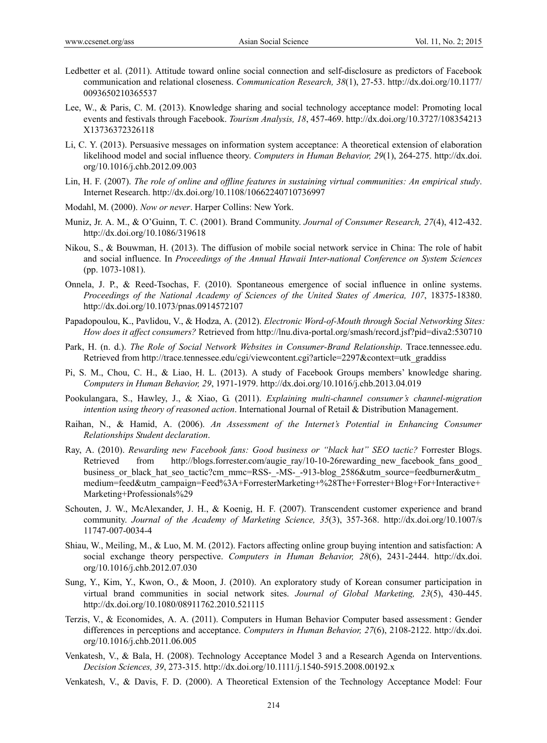Ledbetter et al. (2011). Attitude toward online social connection and self-disclosure as predictors of Facebook communication and relational closeness. *Communication Research, 38*(1), 27-53. http://dx.doi.org/10.1177/0093650210365537

Lee, W., & Paris, C. M. (2013). Knowledge sharing and social technology acceptance model: Promoting local events and festivals through Facebook. *Tourism Analysis, 18*, 457-469. http://dx.doi.org/10.3727/108354213X13736372326118

Li, C. Y. (2013). Persuasive messages on information system acceptance: A theoretical extension of elaboration likelihood model and social influence theory. *Computers in Human Behavior, 29*(1), 264-275. http://dx.doi.org/10.1016/j.chb.2012.09.003

Lin, H. F. (2007). *The role of online and offline features in sustaining virtual communities: An empirical study*. Internet Research. http://dx.doi.org/10.1108/10662240710736997

Modahl, M. (2000). *Now or never*. Harper Collins: New York.

Muniz, Jr. A. M., & O'Guinn, T. C. (2001). Brand Community. *Journal of Consumer Research, 27*(4), 412-432. http://dx.doi.org/10.1086/319618

Nikou, S., & Bouwman, H. (2013). The diffusion of mobile social network service in China: The role of habit and social influence. In *Proceedings of the Annual Hawaii Inter-national Conference on System Sciences* (pp. 1073-1081).

Onnela, J. P., & Reed-Tsochas, F. (2010). Spontaneous emergence of social influence in online systems. *Proceedings of the National Academy of Sciences of the United States of America, 107*, 18375-18380. http://dx.doi.org/10.1073/pnas.0914572107

Papadopoulou, K., Pavlidou, V., & Hodza, A. (2012). *Electronic Word-of-Mouth through Social Networking Sites: How does it affect consumers?* Retrieved from http://lnu.diva-portal.org/smash/record.jsf?pid=diva2:530710

Park, H. (n. d.). *The Role of Social Network Websites in Consumer-Brand Relationship*. Trace.tennessee.edu. Retrieved from http://trace.tennessee.edu/cgi/viewcontent.cgi?article=2297&context=utk_graddiss

Pi, S. M., Chou, C. H., & Liao, H. L. (2013). A study of Facebook Groups members' knowledge sharing. *Computers in Human Behavior, 29*, 1971-1979. http://dx.doi.org/10.1016/j.chb.2013.04.019

Pookulangara, S., Hawley, J., & Xiao, G. (2011). *Explaining multi-channel consumer's channel-migration intention using theory of reasoned action*. International Journal of Retail & Distribution Management.

Raihan, N., & Hamid, A. (2006). *An Assessment of the Internet's Potential in Enhancing Consumer Relationships Student declaration*.

Ray, A. (2010). *Rewarding new Facebook fans: Good business or "black hat" SEO tactic?* Forrester Blogs. Retrieved from http://blogs.forrester.com/augie_ray/10-10-26rewarding_new_facebook_fans_good_business_or_black_hat_seo_tactic?cm_mmc=RSS-_-MS-_-913-blog_2586&utm_source=feedburner&utm_medium=feed&utm_campaign=Feed%3A+ForresterMarketing+%28The+Forrester+Blog+For+Interactive+Marketing+Professionals%29

Schouten, J. W., McAlexander, J. H., & Koenig, H. F. (2007). Transcendent customer experience and brand community. *Journal of the Academy of Marketing Science, 35*(3), 357-368. http://dx.doi.org/10.1007/s11747-007-0034-4

Shiau, W., Meiling, M., & Luo, M. M. (2012). Factors affecting online group buying intention and satisfaction: A social exchange theory perspective. *Computers in Human Behavior, 28*(6), 2431-2444. http://dx.doi.org/10.1016/j.chb.2012.07.030

Sung, Y., Kim, Y., Kwon, O., & Moon, J. (2010). An exploratory study of Korean consumer participation in virtual brand communities in social network sites. *Journal of Global Marketing, 23*(5), 430-445. http://dx.doi.org/10.1080/08911762.2010.521115

Terzis, V., & Economides, A. A. (2011). Computers in Human Behavior Computer based assessment : Gender differences in perceptions and acceptance. *Computers in Human Behavior, 27*(6), 2108-2122. http://dx.doi.org/10.1016/j.chb.2011.06.005

Venkatesh, V., & Bala, H. (2008). Technology Acceptance Model 3 and a Research Agenda on Interventions. *Decision Sciences, 39*, 273-315. http://dx.doi.org/10.1111/j.1540-5915.2008.00192.x

Venkatesh, V., & Davis, F. D. (2000). A Theoretical Extension of the Technology Acceptance Model: Four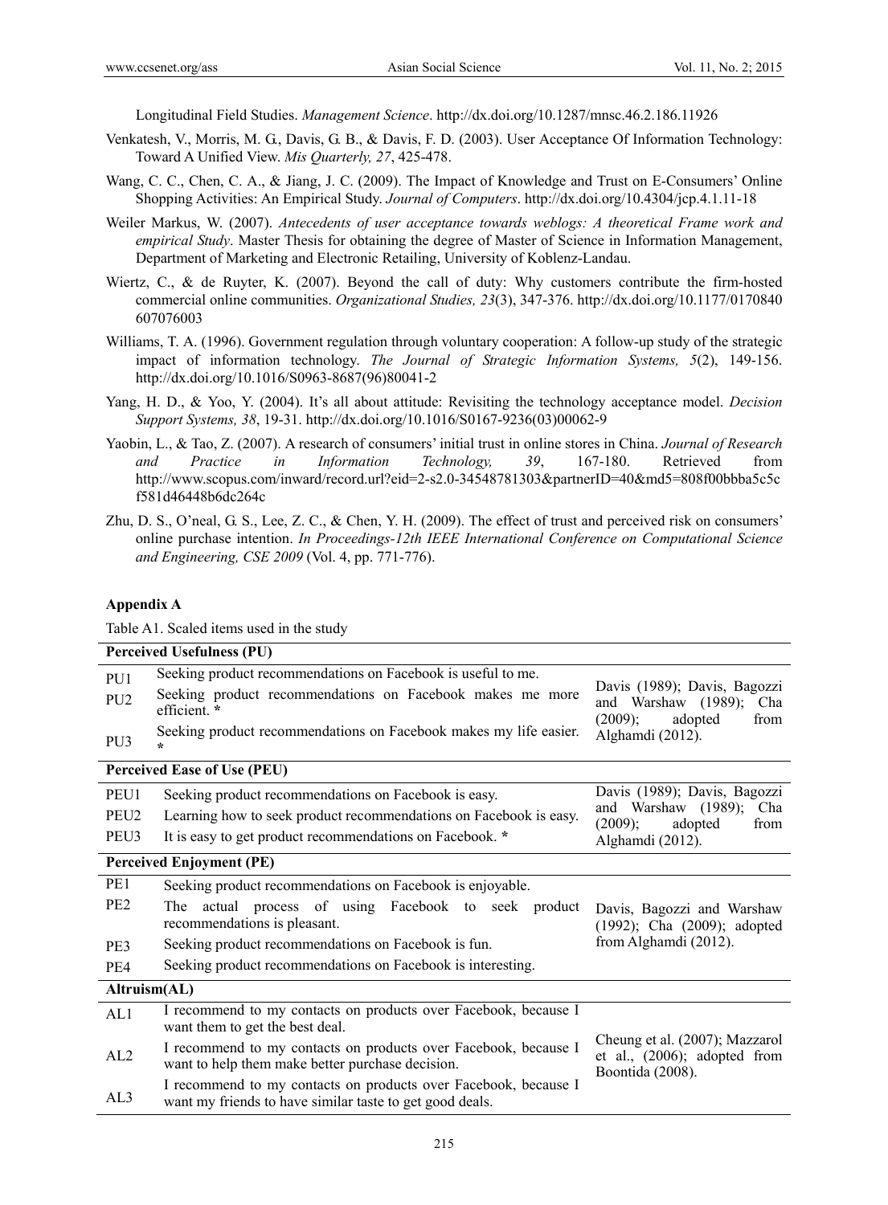Longitudinal Field Studies. *Management Science*. http://dx.doi.org/10.1287/mnsc.46.2.186.11926

Venkatesh, V., Morris, M. G., Davis, G. B., & Davis, F. D. (2003). User Acceptance Of Information Technology: Toward A Unified View. *Mis Quarterly, 27*, 425-478.

Wang, C. C., Chen, C. A., & Jiang, J. C. (2009). The Impact of Knowledge and Trust on E-Consumers' Online Shopping Activities: An Empirical Study. *Journal of Computers*. http://dx.doi.org/10.4304/jcp.4.1.11-18

Weiler Markus, W. (2007). *Antecedents of user acceptance towards weblogs: A theoretical Frame work and empirical Study*. Master Thesis for obtaining the degree of Master of Science in Information Management, Department of Marketing and Electronic Retailing, University of Koblenz-Landau.

Wiertz, C., & de Ruyter, K. (2007). Beyond the call of duty: Why customers contribute the firm-hosted commercial online communities. *Organizational Studies, 23*(3), 347-376. http://dx.doi.org/10.1177/0170840607076003

Williams, T. A. (1996). Government regulation through voluntary cooperation: A follow-up study of the strategic impact of information technology. *The Journal of Strategic Information Systems, 5*(2), 149-156. http://dx.doi.org/10.1016/S0963-8687(96)80041-2

Yang, H. D., & Yoo, Y. (2004). It's all about attitude: Revisiting the technology acceptance model. *Decision Support Systems, 38*, 19-31. http://dx.doi.org/10.1016/S0167-9236(03)00062-9

Yaobin, L., & Tao, Z. (2007). A research of consumers' initial trust in online stores in China. *Journal of Research and Practice in Information Technology, 39*, 167-180. Retrieved from http://www.scopus.com/inward/record.url?eid=2-s2.0-34548781303&partnerID=40&md5=808f00bbba5c5cf581d46448b6dc264c

Zhu, D. S., O'neal, G. S., Lee, Z. C., & Chen, Y. H. (2009). The effect of trust and perceived risk on consumers' online purchase intention. *In Proceedings-12th IEEE International Conference on Computational Science and Engineering, CSE 2009* (Vol. 4, pp. 771-776).

## Appendix A

Table A1. Scaled items used in the study

| | | |
|---|---|---|
| **Perceived Usefulness (PU)** | | |
| PU1 | Seeking product recommendations on Facebook is useful to me. | Davis (1989); Davis, Bagozzi and Warshaw (1989); Cha (2009); adopted from Alghamdi (2012). |
| PU2 | Seeking product recommendations on Facebook makes me more efficient. * | |
| PU3 | Seeking product recommendations on Facebook makes my life easier. * | |
| **Perceived Ease of Use (PEU)** | | |
| PEU1 | Seeking product recommendations on Facebook is easy. | Davis (1989); Davis, Bagozzi and Warshaw (1989); Cha (2009); adopted from Alghamdi (2012). |
| PEU2 | Learning how to seek product recommendations on Facebook is easy. | |
| PEU3 | It is easy to get product recommendations on Facebook. * | |
| **Perceived Enjoyment (PE)** | | |
| PE1 | Seeking product recommendations on Facebook is enjoyable. | Davis, Bagozzi and Warshaw (1992); Cha (2009); adopted from Alghamdi (2012). |
| PE2 | The actual process of using Facebook to seek product recommendations is pleasant. | |
| PE3 | Seeking product recommendations on Facebook is fun. | |
| PE4 | Seeking product recommendations on Facebook is interesting. | |
| **Altruism(AL)** | | |
| AL1 | I recommend to my contacts on products over Facebook, because I want them to get the best deal. | Cheung et al. (2007); Mazzarol et al., (2006); adopted from Boontida (2008). |
| AL2 | I recommend to my contacts on products over Facebook, because I want to help them make better purchase decision. | |
| AL3 | I recommend to my contacts on products over Facebook, because I want my friends to have similar taste to get good deals. | |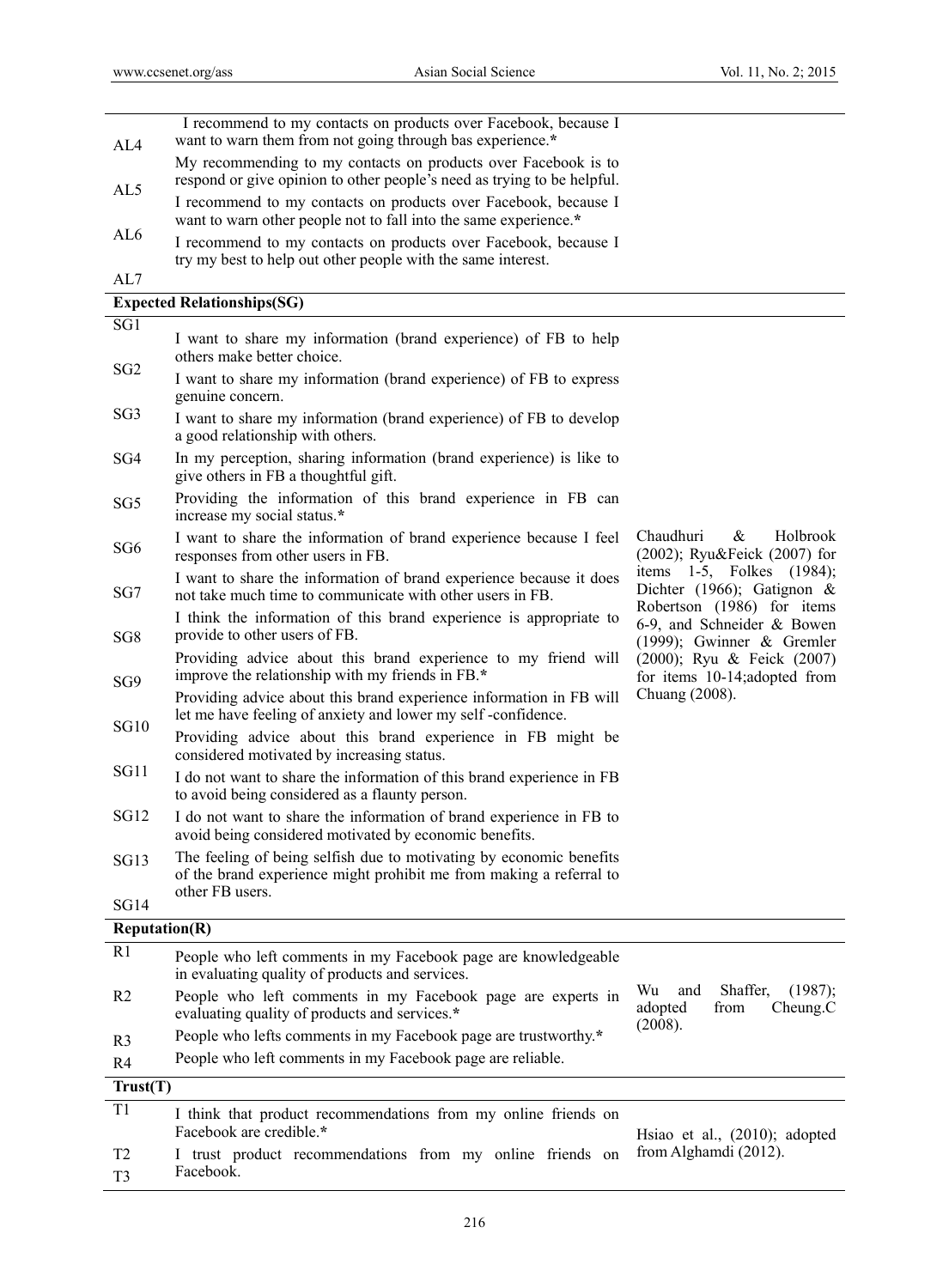| | | |
|---|---|---|
| AL4 | I recommend to my contacts on products over Facebook, because I want to warn them from not going through bas experience.* | |
| AL5 | My recommending to my contacts on products over Facebook is to respond or give opinion to other people's need as trying to be helpful. | |
| AL6 | I recommend to my contacts on products over Facebook, because I want to warn other people not to fall into the same experience.* | |
| AL7 | I recommend to my contacts on products over Facebook, because I try my best to help out other people with the same interest. | |
| **Expected Relationships(SG)** | | |
| SG1 | I want to share my information (brand experience) of FB to help others make better choice. | Chaudhuri & Holbrook (2002); Ryu&Feick (2007) for items 1-5, Folkes (1984); Dichter (1966); Gatignon & Robertson (1986) for items 6-9, and Schneider & Bowen (1999); Gwinner & Gremler (2000); Ryu & Feick (2007) for items 10-14;adopted from Chuang (2008). |
| SG2 | I want to share my information (brand experience) of FB to express genuine concern. | |
| SG3 | I want to share my information (brand experience) of FB to develop a good relationship with others. | |
| SG4 | In my perception, sharing information (brand experience) is like to give others in FB a thoughtful gift. | |
| SG5 | Providing the information of this brand experience in FB can increase my social status.* | |
| SG6 | I want to share the information of brand experience because I feel responses from other users in FB. | |
| SG7 | I want to share the information of brand experience because it does not take much time to communicate with other users in FB. | |
| SG8 | I think the information of this brand experience is appropriate to provide to other users of FB. | |
| SG9 | Providing advice about this brand experience to my friend will improve the relationship with my friends in FB.* | |
| SG10 | Providing advice about this brand experience information in FB will let me have feeling of anxiety and lower my self -confidence. | |
| SG11 | Providing advice about this brand experience in FB might be considered motivated by increasing status. | |
| SG12 | I do not want to share the information of this brand experience in FB to avoid being considered as a flaunty person. | |
| SG13 | I do not want to share the information of brand experience in FB to avoid being considered motivated by economic benefits. | |
| SG14 | The feeling of being selfish due to motivating by economic benefits of the brand experience might prohibit me from making a referral to other FB users. | |
| **Reputation(R)** | | |
| R1 | People who left comments in my Facebook page are knowledgeable in evaluating quality of products and services. | Wu and Shaffer, (1987); adopted from Cheung.C (2008). |
| R2 | People who left comments in my Facebook page are experts in evaluating quality of products and services.* | |
| R3 | People who lefts comments in my Facebook page are trustworthy.* | |
| R4 | People who left comments in my Facebook page are reliable. | |
| **Trust(T)** | | |
| T1 | I think that product recommendations from my online friends on Facebook are credible.* | Hsiao et al., (2010); adopted from Alghamdi (2012). |
| T2 | I trust product recommendations from my online friends on Facebook. | |
| T3 | | |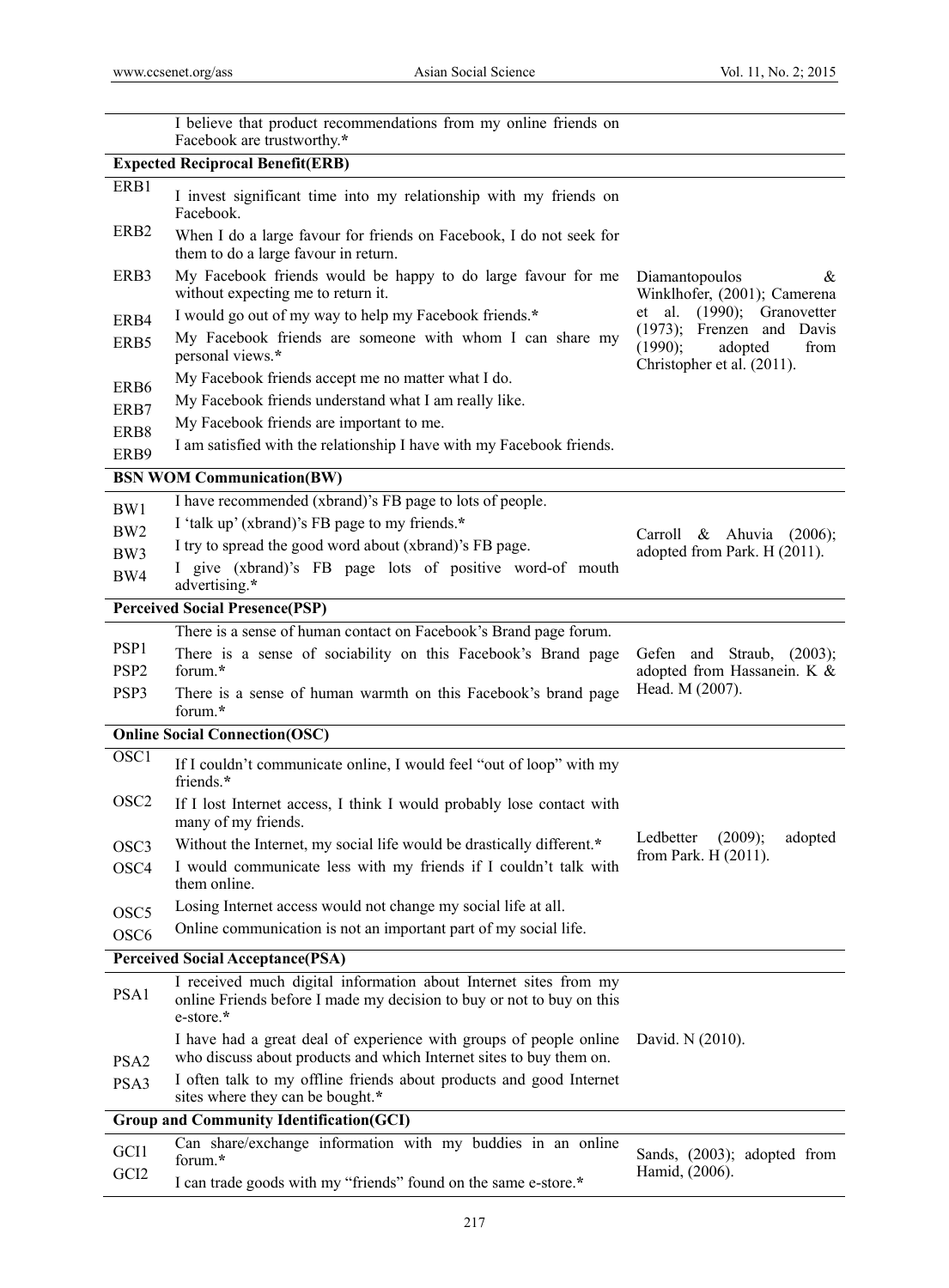| | | |
|---|---|---|
| | I believe that product recommendations from my online friends on Facebook are trustworthy.* | |
| **Expected Reciprocal Benefit(ERB)** | | |
| ERB1 | I invest significant time into my relationship with my friends on Facebook. | Diamantopoulos & Winklhofer, (2001); Camerena et al. (1990); Granovetter (1973); Frenzen and Davis (1990); adopted from Christopher et al. (2011). |
| ERB2 | When I do a large favour for friends on Facebook, I do not seek for them to do a large favour in return. | |
| ERB3 | My Facebook friends would be happy to do large favour for me without expecting me to return it. | |
| ERB4 | I would go out of my way to help my Facebook friends.* | |
| ERB5 | My Facebook friends are someone with whom I can share my personal views.* | |
| ERB6 | My Facebook friends accept me no matter what I do. | |
| ERB7 | My Facebook friends understand what I am really like. | |
| ERB8 | My Facebook friends are important to me. | |
| ERB9 | I am satisfied with the relationship I have with my Facebook friends. | |
| **BSN WOM Communication(BW)** | | |
| BW1 | I have recommended (xbrand)'s FB page to lots of people. | Carroll & Ahuvia (2006); adopted from Park. H (2011). |
| BW2 | I 'talk up' (xbrand)'s FB page to my friends.* | |
| BW3 | I try to spread the good word about (xbrand)'s FB page. | |
| BW4 | I give (xbrand)'s FB page lots of positive word-of mouth advertising.* | |
| **Perceived Social Presence(PSP)** | | |
| PSP1 | There is a sense of human contact on Facebook's Brand page forum. | Gefen and Straub, (2003); adopted from Hassanein. K & Head. M (2007). |
| PSP2 | There is a sense of sociability on this Facebook's Brand page forum.* | |
| PSP3 | There is a sense of human warmth on this Facebook's brand page forum.* | |
| **Online Social Connection(OSC)** | | |
| OSC1 | If I couldn't communicate online, I would feel "out of loop" with my friends.* | Ledbetter (2009); adopted from Park. H (2011). |
| OSC2 | If I lost Internet access, I think I would probably lose contact with many of my friends. | |
| OSC3 | Without the Internet, my social life would be drastically different.* | |
| OSC4 | I would communicate less with my friends if I couldn't talk with them online. | |
| OSC5 | Losing Internet access would not change my social life at all. | |
| OSC6 | Online communication is not an important part of my social life. | |
| **Perceived Social Acceptance(PSA)** | | |
| PSA1 | I received much digital information about Internet sites from my online Friends before I made my decision to buy or not to buy on this e-store.* | David. N (2010). |
| PSA2 | I have had a great deal of experience with groups of people online who discuss about products and which Internet sites to buy them on. | |
| PSA3 | I often talk to my offline friends about products and good Internet sites where they can be bought.* | |
| **Group and Community Identification(GCI)** | | |
| GCI1 | Can share/exchange information with my buddies in an online forum.* | Sands, (2003); adopted from Hamid, (2006). |
| GCI2 | I can trade goods with my "friends" found on the same e-store.* | |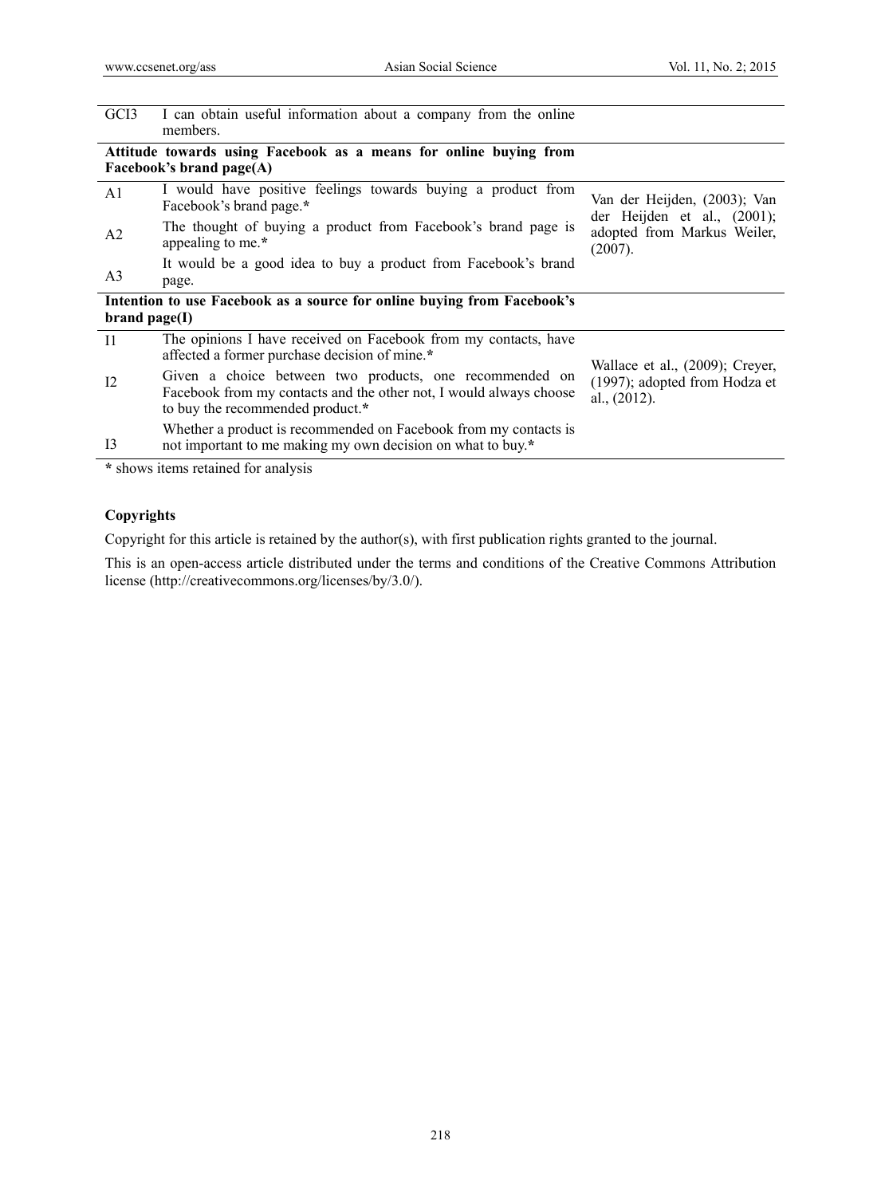| | | |
|---|---|---|
| GCI3 | I can obtain useful information about a company from the online members. | |
| **Attitude towards using Facebook as a means for online buying from Facebook's brand page(A)** | | |
| A1 | I would have positive feelings towards buying a product from Facebook's brand page.* | Van der Heijden, (2003); Van der Heijden et al., (2001); adopted from Markus Weiler, (2007). |
| A2 | The thought of buying a product from Facebook's brand page is appealing to me.* | |
| A3 | It would be a good idea to buy a product from Facebook's brand page. | |
| **Intention to use Facebook as a source for online buying from Facebook's brand page(I)** | | |
| I1 | The opinions I have received on Facebook from my contacts, have affected a former purchase decision of mine.* | Wallace et al., (2009); Creyer, (1997); adopted from Hodza et al., (2012). |
| I2 | Given a choice between two products, one recommended on Facebook from my contacts and the other not, I would always choose to buy the recommended product.* | |
| I3 | Whether a product is recommended on Facebook from my contacts is not important to me making my own decision on what to buy.* | |

* shows items retained for analysis

### Copyrights

Copyright for this article is retained by the author(s), with first publication rights granted to the journal.

This is an open-access article distributed under the terms and conditions of the Creative Commons Attribution license (http://creativecommons.org/licenses/by/3.0/).